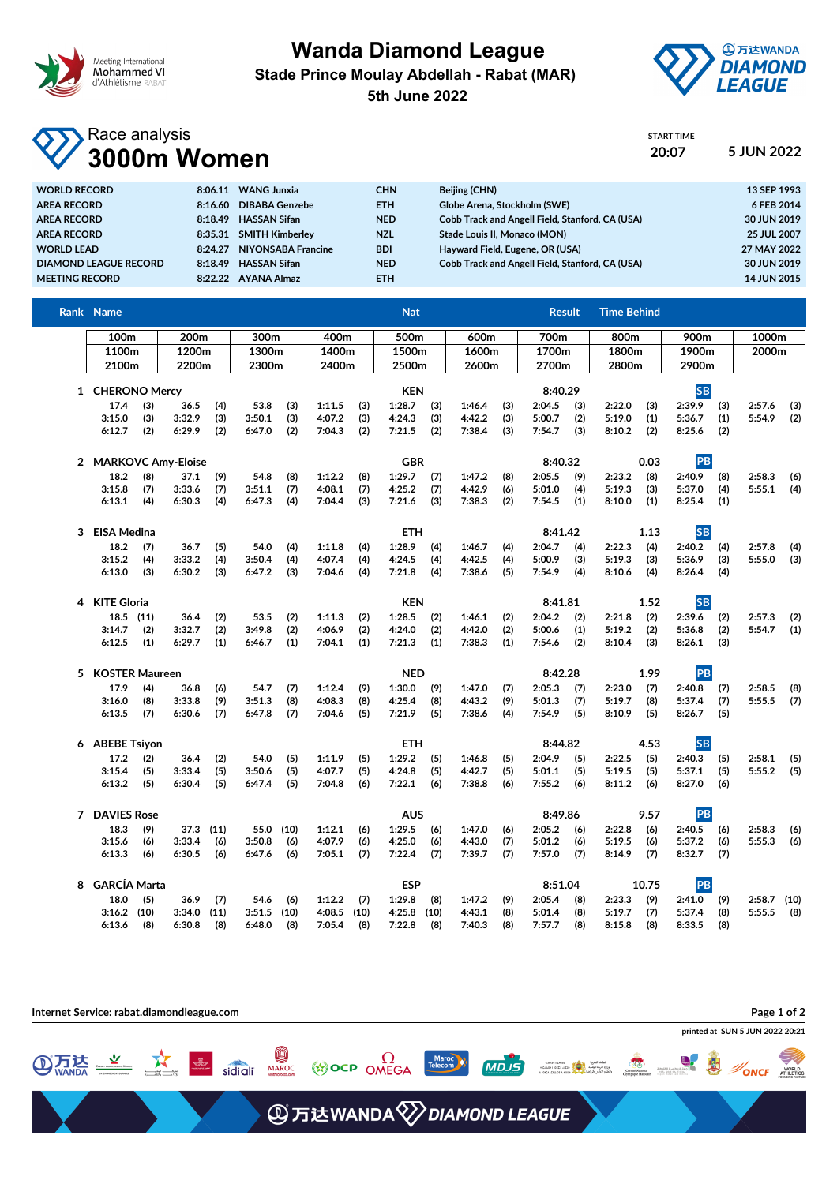# Wanda Diamond League

**Stade Prince Moulay Abdellah - Rabat (MAR)**

**5th June 2022**

## Race analysis
# 3000m Women

START TIME 20:07 — 5 JUN 2022

| | | | | | |
|---|---|---|---|---|---|
| WORLD RECORD | 8:06.11 | WANG Junxia | CHN | Beijing (CHN) | 13 SEP 1993 |
| AREA RECORD | 8:16.60 | DIBABA Genzebe | ETH | Globe Arena, Stockholm (SWE) | 6 FEB 2014 |
| AREA RECORD | 8:18.49 | HASSAN Sifan | NED | Cobb Track and Angell Field, Stanford, CA (USA) | 30 JUN 2019 |
| AREA RECORD | 8:35.31 | SMITH Kimberley | NZL | Stade Louis II, Monaco (MON) | 25 JUL 2007 |
| WORLD LEAD | 8:24.27 | NIYONSABA Francine | BDI | Hayward Field, Eugene, OR (USA) | 27 MAY 2022 |
| DIAMOND LEAGUE RECORD | 8:18.49 | HASSAN Sifan | NED | Cobb Track and Angell Field, Stanford, CA (USA) | 30 JUN 2019 |
| MEETING RECORD | 8:22.22 | AYANA Almaz | ETH | | 14 JUN 2015 |

| Rank | Name | Nat | Result | Time Behind | |
|---|---|---|---|---|---|
| 1 | CHERONO Mercy | KEN | 8:40.29 | | SB |
| 2 | MARKOVC Amy-Eloise | GBR | 8:40.32 | 0.03 | PB |
| 3 | EISA Medina | ETH | 8:41.42 | 1.13 | SB |
| 4 | KITE Gloria | KEN | 8:41.81 | 1.52 | SB |
| 5 | KOSTER Maureen | NED | 8:42.28 | 1.99 | PB |
| 6 | ABEBE Tsiyon | ETH | 8:44.82 | 4.53 | SB |
| 7 | DAVIES Rose | AUS | 8:49.86 | 9.57 | PB |
| 8 | GARCÍA Marta | ESP | 8:51.04 | 10.75 | PB |

### Split times (position in brackets)

| Split | CHERONO | MARKOVC | EISA | KITE | KOSTER | ABEBE | DAVIES | GARCÍA |
|---|---|---|---|---|---|---|---|---|
| 100m | 17.4 (3) | 18.2 (8) | 18.2 (7) | 18.5 (11) | 17.9 (4) | 17.2 (2) | 18.3 (9) | 18.0 (5) |
| 200m | 36.5 (4) | 37.1 (9) | 36.7 (5) | 36.4 (2) | 36.8 (6) | 36.4 (2) | 37.3 (11) | 36.9 (7) |
| 300m | 53.8 (3) | 54.8 (8) | 54.0 (4) | 53.5 (2) | 54.7 (7) | 54.0 (5) | 55.0 (10) | 54.6 (6) |
| 400m | 1:11.5 (3) | 1:12.2 (8) | 1:11.8 (4) | 1:11.3 (2) | 1:12.4 (9) | 1:11.9 (5) | 1:12.1 (6) | 1:12.2 (7) |
| 500m | 1:28.7 (3) | 1:29.7 (7) | 1:28.9 (4) | 1:28.5 (2) | 1:30.0 (9) | 1:29.2 (5) | 1:29.5 (6) | 1:29.8 (8) |
| 600m | 1:46.4 (3) | 1:47.2 (8) | 1:46.7 (4) | 1:46.1 (2) | 1:47.0 (7) | 1:46.8 (5) | 1:47.0 (6) | 1:47.2 (9) |
| 700m | 2:04.5 (3) | 2:05.5 (9) | 2:04.7 (4) | 2:04.2 (2) | 2:05.3 (7) | 2:04.9 (5) | 2:05.2 (6) | 2:05.4 (8) |
| 800m | 2:22.0 (3) | 2:23.2 (8) | 2:22.3 (4) | 2:21.8 (2) | 2:23.0 (7) | 2:22.5 (5) | 2:22.8 (6) | 2:23.3 (9) |
| 900m | 2:39.9 (3) | 2:40.9 (8) | 2:40.2 (4) | 2:39.6 (2) | 2:40.8 (7) | 2:40.3 (5) | 2:40.5 (6) | 2:41.0 (9) |
| 1000m | 2:57.6 (3) | 2:58.3 (6) | 2:57.8 (4) | 2:57.3 (2) | 2:58.5 (8) | 2:58.1 (5) | 2:58.3 (6) | 2:58.7 (10) |
| 1100m | 3:15.0 (3) | 3:15.8 (7) | 3:15.2 (4) | 3:14.7 (2) | 3:16.0 (8) | 3:15.4 (5) | 3:15.6 (6) | 3:16.2 (10) |
| 1200m | 3:32.9 (3) | 3:33.6 (7) | 3:33.2 (4) | 3:32.7 (2) | 3:33.8 (9) | 3:33.4 (5) | 3:33.4 (6) | 3:34.0 (11) |
| 1300m | 3:50.1 (3) | 3:51.1 (7) | 3:50.4 (4) | 3:49.8 (2) | 3:51.3 (8) | 3:50.6 (5) | 3:50.8 (6) | 3:51.5 (10) |
| 1400m | 4:07.2 (3) | 4:08.1 (7) | 4:07.4 (4) | 4:06.9 (2) | 4:08.3 (8) | 4:07.7 (5) | 4:07.9 (6) | 4:08.5 (10) |
| 1500m | 4:24.3 (3) | 4:25.2 (7) | 4:24.5 (4) | 4:24.0 (2) | 4:25.4 (8) | 4:24.8 (5) | 4:25.0 (6) | 4:25.8 (10) |
| 1600m | 4:42.2 (3) | 4:42.9 (6) | 4:42.5 (4) | 4:42.0 (2) | 4:43.2 (9) | 4:42.7 (5) | 4:43.0 (7) | 4:43.1 (8) |
| 1700m | 5:00.7 (2) | 5:01.0 (4) | 5:00.9 (3) | 5:00.6 (1) | 5:01.3 (7) | 5:01.1 (5) | 5:01.2 (6) | 5:01.4 (8) |
| 1800m | 5:19.0 (1) | 5:19.3 (3) | 5:19.3 (3) | 5:19.2 (2) | 5:19.7 (8) | 5:19.5 (5) | 5:19.5 (6) | 5:19.7 (7) |
| 1900m | 5:36.7 (1) | 5:37.0 (4) | 5:36.9 (3) | 5:36.8 (2) | 5:37.4 (7) | 5:37.1 (5) | 5:37.2 (6) | 5:37.4 (8) |
| 2000m | 5:54.9 (2) | 5:55.1 (4) | 5:55.0 (3) | 5:54.7 (1) | 5:55.5 (7) | 5:55.2 (5) | 5:55.3 (6) | 5:55.5 (8) |
| 2100m | 6:12.7 (2) | 6:13.1 (4) | 6:13.0 (3) | 6:12.5 (1) | 6:13.5 (7) | 6:13.2 (5) | 6:13.3 (6) | 6:13.6 (8) |
| 2200m | 6:29.9 (2) | 6:30.3 (4) | 6:30.2 (3) | 6:29.7 (1) | 6:30.6 (7) | 6:30.4 (5) | 6:30.5 (6) | 6:30.8 (8) |
| 2300m | 6:47.0 (2) | 6:47.3 (4) | 6:47.2 (3) | 6:46.7 (1) | 6:47.8 (7) | 6:47.4 (5) | 6:47.6 (6) | 6:48.0 (8) |
| 2400m | 7:04.3 (2) | 7:04.4 (3) | 7:04.6 (4) | 7:04.1 (1) | 7:04.6 (5) | 7:04.8 (6) | 7:05.1 (7) | 7:05.4 (8) |
| 2500m | 7:21.5 (2) | 7:21.6 (3) | 7:21.8 (4) | 7:21.3 (1) | 7:21.9 (5) | 7:22.1 (6) | 7:22.4 (7) | 7:22.8 (8) |
| 2600m | 7:38.4 (3) | 7:38.3 (2) | 7:38.6 (5) | 7:38.3 (1) | 7:38.6 (4) | 7:38.8 (6) | 7:39.7 (7) | 7:40.3 (8) |
| 2700m | 7:54.7 (3) | 7:54.5 (1) | 7:54.9 (4) | 7:54.6 (2) | 7:54.9 (5) | 7:55.2 (6) | 7:57.0 (7) | 7:57.7 (8) |
| 2800m | 8:10.2 (2) | 8:10.0 (1) | 8:10.6 (4) | 8:10.4 (3) | 8:10.9 (5) | 8:11.2 (6) | 8:14.9 (7) | 8:15.8 (8) |
| 2900m | 8:25.6 (2) | 8:25.4 (1) | 8:26.4 (4) | 8:26.1 (3) | 8:26.7 (5) | 8:27.0 (6) | 8:32.7 (7) | 8:33.5 (8) |

Internet Service: rabat.diamondleague.com

printed at SUN 5 JUN 2022 20:21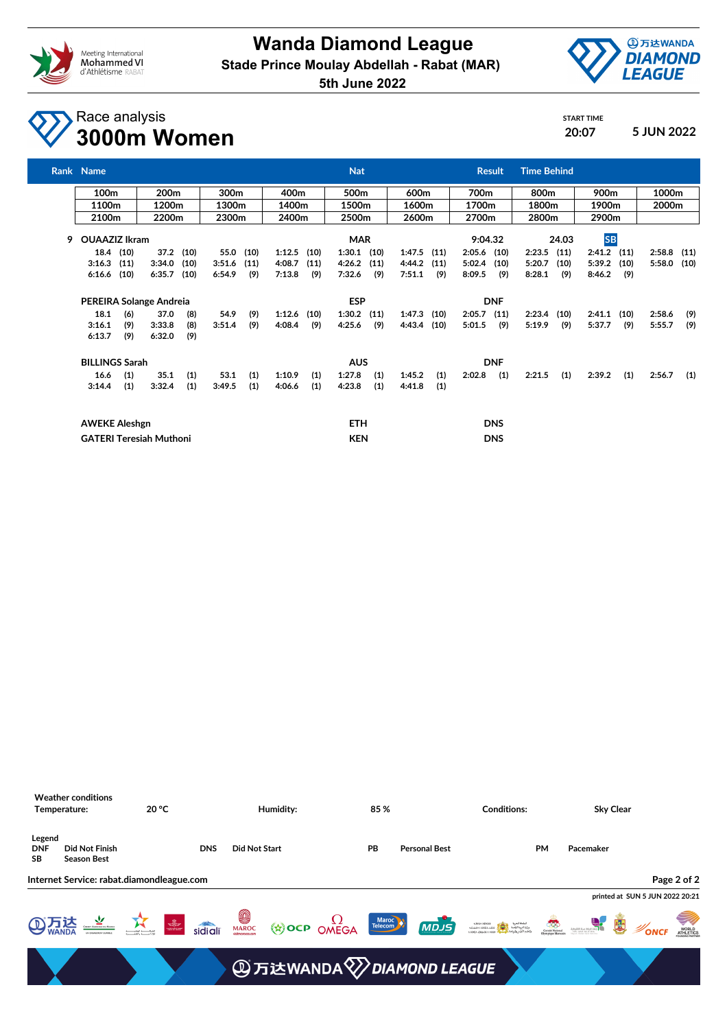# Wanda Diamond League

**Stade Prince Moulay Abdellah - Rabat (MAR)**

**5th June 2022**

## Race analysis

# 3000m Women

START TIME **20:07** **5 JUN 2022**

| Rank | Name | Nat | Result | Time Behind | |
|---|---|---|---|---|---|
| 9 | OUAZIZ Ikram | MAR | 9:04.32 | 24.03 | SB |
| | PEREIRA Solange Andreia | ESP | DNF | | |
| | BILLINGS Sarah | AUS | DNF | | |
| | AWEKE Aleshgn | ETH | DNS | | |
| | GATERI Teresiah Muthoni | KEN | DNS | | |

| Name | 100m | 200m | 300m | 400m | 500m | 600m | 700m | 800m | 900m | 1000m |
|---|---|---|---|---|---|---|---|---|---|---|
| OUAZIZ Ikram | 18.4 (10) | 37.2 (10) | 55.0 (10) | 1:12.5 (10) | 1:30.1 (10) | 1:47.5 (11) | 2:05.6 (10) | 2:23.5 (11) | 2:41.2 (11) | 2:58.8 (11) |
| PEREIRA Solange Andreia | 18.1 (6) | 37.0 (8) | 54.9 (9) | 1:12.6 (10) | 1:30.2 (11) | 1:47.3 (10) | 2:05.7 (11) | 2:23.4 (10) | 2:41.1 (10) | 2:58.6 (9) |
| BILLINGS Sarah | 16.6 (1) | 35.1 (1) | 53.1 (1) | 1:10.9 (1) | 1:27.8 (1) | 1:45.2 (1) | 2:02.8 (1) | 2:21.5 (1) | 2:39.2 (1) | 2:56.7 (1) |

| Name | 1100m | 1200m | 1300m | 1400m | 1500m | 1600m | 1700m | 1800m | 1900m | 2000m |
|---|---|---|---|---|---|---|---|---|---|---|
| OUAZIZ Ikram | 3:16.3 (11) | 3:34.0 (10) | 3:51.6 (11) | 4:08.7 (11) | 4:26.2 (11) | 4:44.2 (11) | 5:02.4 (10) | 5:20.7 (10) | 5:39.2 (10) | 5:58.0 (10) |
| PEREIRA Solange Andreia | 3:16.1 (9) | 3:33.8 (8) | 3:51.4 (9) | 4:08.4 (9) | 4:25.6 (9) | 4:43.4 (10) | 5:01.5 (9) | 5:19.9 (9) | 5:37.7 (9) | 5:55.7 (9) |
| BILLINGS Sarah | 3:14.4 (1) | 3:32.4 (1) | 3:49.5 (1) | 4:06.6 (1) | 4:23.8 (1) | 4:41.8 (1) | | | | |

| Name | 2100m | 2200m | 2300m | 2400m | 2500m | 2600m | 2700m | 2800m | 2900m |
|---|---|---|---|---|---|---|---|---|---|
| OUAZIZ Ikram | 6:16.6 (10) | 6:35.7 (10) | 6:54.9 (9) | 7:13.8 (9) | 7:32.6 (9) | 7:51.1 (9) | 8:09.5 (9) | 8:28.1 (9) | 8:46.2 (9) |
| PEREIRA Solange Andreia | 6:13.7 (9) | 6:32.0 (9) | | | | | | | |

**Weather conditions**

| | | | | | |
|---|---|---|---|---|---|
| Temperature: | 20 °C | Humidity: | 85 % | Conditions: | Sky Clear |

**Legend**

| | | | | | | | |
|---|---|---|---|---|---|---|---|
| DNF | Did Not Finish | DNS | Did Not Start | PB | Personal Best | PM | Pacemaker |
| SB | Season Best | | | | | | |

Internet Service: rabat.diamondleague.com

printed at SUN 5 JUN 2022 20:21